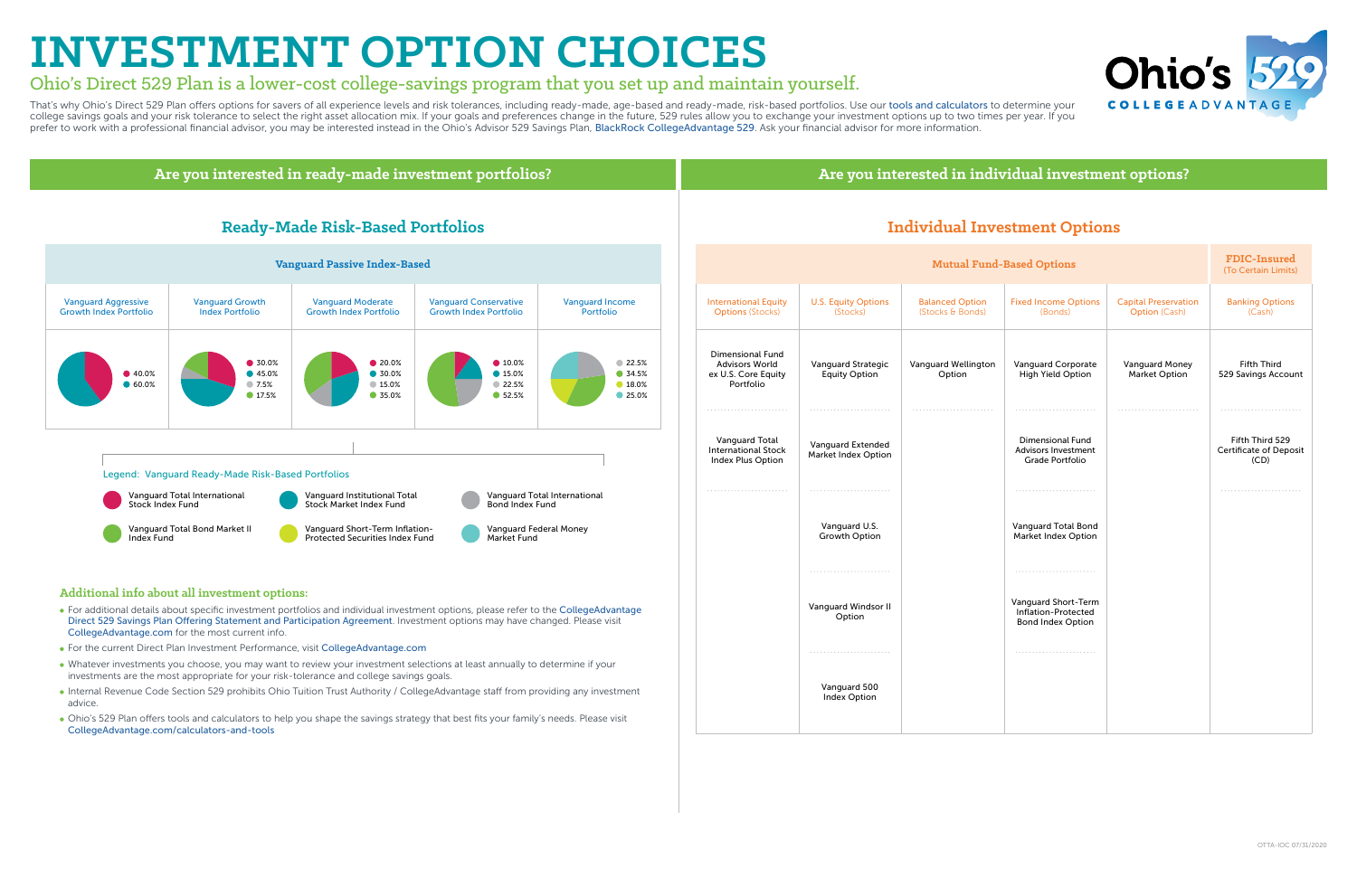# INVESTMENT OPTION CHOICES

## Ohio's Direct 529 Plan is a lower-cost college-savings program that you set up and maintain yourself.

That's why Ohio's Direct 529 Plan offers options for savers of all experience levels and risk tolerances, including ready-made, age-based and ready-made, risk-based portfolios. Use our tools and calculators to determine your college savings goals and your risk tolerance to select the right asset allocation mix. If your goals and preferences change in the future, 529 rules allow you to exchange your investment options up to two times per year. If you prefer to work with a professional financial advisor, you may be interested instead in the Ohio's Advisor 529 Savings Plan, BlackRock CollegeAdvantage 529. Ask your financial advisor for more information.

Ohio's 529 COLLEGEADVANTAGE

## Are you interested in ready-made investment portfolios?

### Ready-Made Risk-Based Portfolios

**Vanguard Passive Index-Based**

| Vanguard Aggressive Growth Index Portfolio | Vanguard Growth Index Portfolio | Vanguard Moderate Growth Index Portfolio | Vanguard Conservative Growth Index Portfolio | Vanguard Income Portfolio |
|---|---|---|---|---|
| 40.0% (Vanguard Total International Stock Index Fund)<br>60.0% (Vanguard Institutional Total Stock Market Index Fund) | 30.0% (Vanguard Total International Stock Index Fund)<br>45.0% (Vanguard Institutional Total Stock Market Index Fund)<br>7.5% (Vanguard Total International Bond Index Fund)<br>17.5% (Vanguard Total Bond Market II Index Fund) | 20.0% (Vanguard Total International Stock Index Fund)<br>30.0% (Vanguard Institutional Total Stock Market Index Fund)<br>15.0% (Vanguard Total International Bond Index Fund)<br>35.0% (Vanguard Total Bond Market II Index Fund) | 10.0% (Vanguard Total International Stock Index Fund)<br>15.0% (Vanguard Institutional Total Stock Market Index Fund)<br>22.5% (Vanguard Total International Bond Index Fund)<br>52.5% (Vanguard Total Bond Market II Index Fund) | 22.5% (Vanguard Total International Bond Index Fund)<br>34.5% (Vanguard Total Bond Market II Index Fund)<br>18.0% (Vanguard Short-Term Inflation-Protected Securities Index Fund)<br>25.0% (Vanguard Federal Money Market Fund) |

Legend: Vanguard Ready-Made Risk-Based Portfolios

- Vanguard Total International Stock Index Fund
- Vanguard Institutional Total Stock Market Index Fund
- Vanguard Total International Bond Index Fund
- Vanguard Total Bond Market II Index Fund
- Vanguard Short-Term Inflation-Protected Securities Index Fund
- Vanguard Federal Money Market Fund

### Additional info about all investment options:

- For additional details about specific investment portfolios and individual investment options, please refer to the CollegeAdvantage Direct 529 Savings Plan Offering Statement and Participation Agreement. Investment options may have changed. Please visit CollegeAdvantage.com for the most current info.
- For the current Direct Plan Investment Performance, visit CollegeAdvantage.com
- Whatever investments you choose, you may want to review your investment selections at least annually to determine if your investments are the most appropriate for your risk-tolerance and college savings goals.
- Internal Revenue Code Section 529 prohibits Ohio Tuition Trust Authority / CollegeAdvantage staff from providing any investment advice.
- Ohio's 529 Plan offers tools and calculators to help you shape the savings strategy that best fits your family's needs. Please visit CollegeAdvantage.com/calculators-and-tools

## Are you interested in individual investment options?

### Individual Investment Options

| Mutual Fund-Based Options | | | | | FDIC-Insured (To Certain Limits) |
|---|---|---|---|---|---|
| International Equity Options (Stocks) | U.S. Equity Options (Stocks) | Balanced Option (Stocks & Bonds) | Fixed Income Options (Bonds) | Capital Preservation Option (Cash) | Banking Options (Cash) |
| Dimensional Fund Advisors World ex U.S. Core Equity Portfolio | Vanguard Strategic Equity Option | Vanguard Wellington Option | Vanguard Corporate High Yield Option | Vanguard Money Market Option | Fifth Third 529 Savings Account |
| Vanguard Total International Stock Index Plus Option | Vanguard Extended Market Index Option | | Dimensional Fund Advisors Investment Grade Portfolio | | Fifth Third 529 Certificate of Deposit (CD) |
| | Vanguard U.S. Growth Option | | Vanguard Total Bond Market Index Option | | |
| | Vanguard Windsor II Option | | Vanguard Short-Term Inflation-Protected Bond Index Option | | |
| | Vanguard 500 Index Option | | | | |

OTTA-IOC 07/31/2020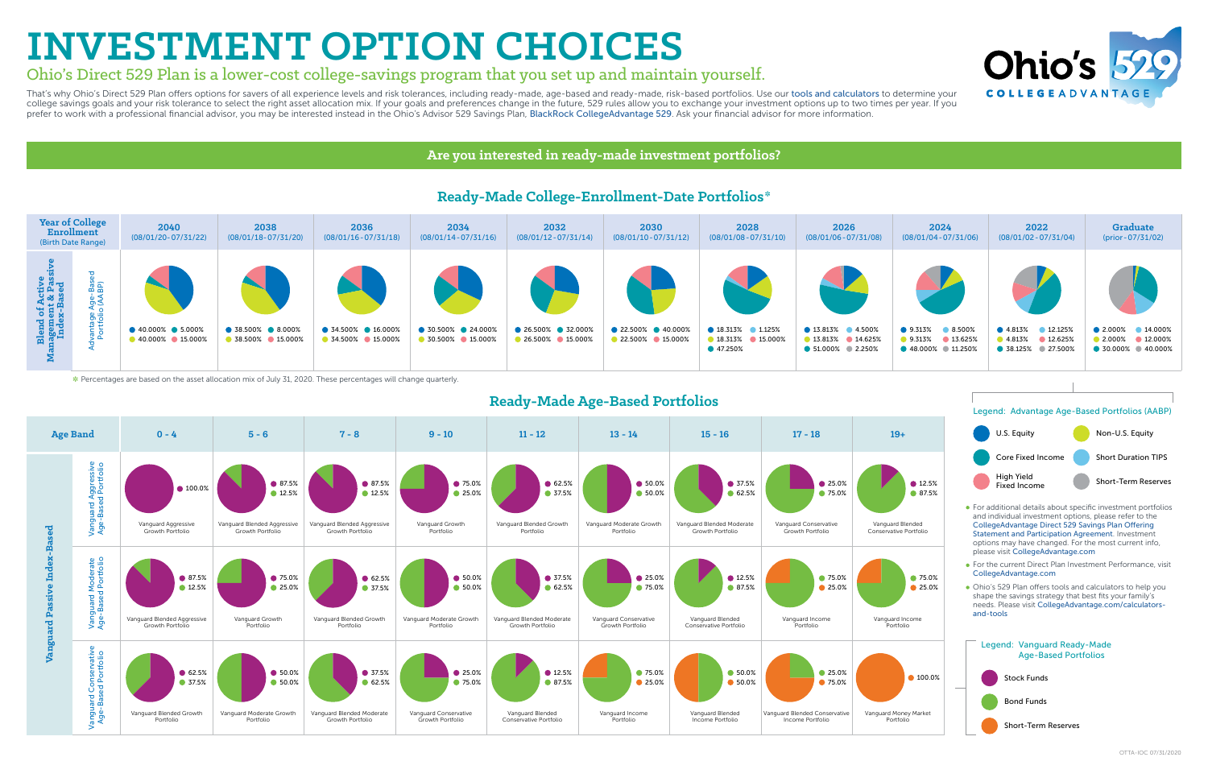# INVESTMENT OPTION CHOICES

## Ohio's Direct 529 Plan is a lower-cost college-savings program that you set up and maintain yourself.

That's why Ohio's Direct 529 Plan offers options for savers of all experience levels and risk tolerances, including ready-made, age-based and ready-made, risk-based portfolios. Use our tools and calculators to determine your college savings goals and your risk tolerance to select the right asset allocation mix. If your goals and preferences change in the future, 529 rules allow you to exchange your investment options up to two times per year. If you prefer to work with a professional financial advisor, you may be interested instead in the Ohio's Advisor 529 Savings Plan, BlackRock CollegeAdvantage 529. Ask your financial advisor for more information.

Ohio's 529 COLLEGEADVANTAGE

## Are you interested in ready-made investment portfolios?

### Ready-Made College-Enrollment-Date Portfolios*

| Year of College Enrollment (Birth Date Range) | 2040 (08/01/20-07/31/22) | 2038 (08/01/18-07/31/20) | 2036 (08/01/16-07/31/18) | 2034 (08/01/14-07/31/16) | 2032 (08/01/12-07/31/14) | 2030 (08/01/10-07/31/12) | 2028 (08/01/08-07/31/10) | 2026 (08/01/06-07/31/08) | 2024 (08/01/04-07/31/06) | 2022 (08/01/02-07/31/04) | Graduate (prior-07/31/02) |
|---|---|---|---|---|---|---|---|---|---|---|---|
| Blend of Active Management & Passive Index-Based – Advantage Age-Based Portfolio (AABP) | 40.000% 5.000% 40.000% 15.000% | 38.500% 8.000% 38.500% 15.000% | 34.500% 16.000% 34.500% 15.000% | 30.500% 24.000% 30.500% 15.000% | 26.500% 32.000% 26.500% 15.000% | 22.500% 40.000% 22.500% 15.000% | 18.313% 1.125% 18.313% 15.000% 47.250% | 13.813% 4.500% 13.813% 14.625% 51.000% 2.250% | 9.313% 8.500% 9.313% 13.625% 48.000% 11.250% | 4.813% 12.125% 4.813% 12.625% 38.125% 27.500% | 2.000% 14.000% 2.000% 12.000% 30.000% 40.000% |

* Percentages are based on the asset allocation mix of July 31, 2020. These percentages will change quarterly.

### Ready-Made Age-Based Portfolios

| Age Band | 0 - 4 | 5 - 6 | 7 - 8 | 9 - 10 | 11 - 12 | 13 - 14 | 15 - 16 | 17 - 18 | 19+ |
|---|---|---|---|---|---|---|---|---|---|
| Vanguard Passive Index-Based – Vanguard Aggressive Age-Based Portfolio | Vanguard Aggressive Growth Portfolio: 100.0% | Vanguard Blended Aggressive Growth Portfolio: 87.5% 12.5% | Vanguard Blended Aggressive Growth Portfolio: 87.5% 12.5% | Vanguard Growth Portfolio: 75.0% 25.0% | Vanguard Blended Growth Portfolio: 62.5% 37.5% | Vanguard Moderate Growth Portfolio: 50.0% 50.0% | Vanguard Blended Moderate Growth Portfolio: 37.5% 62.5% | Vanguard Conservative Growth Portfolio: 25.0% 75.0% | Vanguard Blended Conservative Portfolio: 12.5% 87.5% |
| Vanguard Passive Index-Based – Vanguard Moderate Age-Based Portfolio | Vanguard Blended Aggressive Growth Portfolio: 87.5% 12.5% | Vanguard Growth Portfolio: 75.0% 25.0% | Vanguard Blended Growth Portfolio: 62.5% 37.5% | Vanguard Moderate Growth Portfolio: 50.0% 50.0% | Vanguard Blended Moderate Growth Portfolio: 37.5% 62.5% | Vanguard Conservative Growth Portfolio: 25.0% 75.0% | Vanguard Blended Conservative Portfolio: 12.5% 87.5% | Vanguard Income Portfolio: 75.0% 25.0% | Vanguard Income Portfolio: 75.0% 25.0% |
| Vanguard Passive Index-Based – Vanguard Conservative Age-Based Portfolio | Vanguard Blended Growth Portfolio: 62.5% 37.5% | Vanguard Moderate Growth Portfolio: 50.0% 50.0% | Vanguard Blended Moderate Growth Portfolio: 37.5% 62.5% | Vanguard Conservative Growth Portfolio: 25.0% 75.0% | Vanguard Blended Conservative Portfolio: 12.5% 87.5% | Vanguard Income Portfolio: 75.0% 25.0% | Vanguard Blended Income Portfolio: 50.0% 50.0% | Vanguard Blended Conservative Income Portfolio: 25.0% 75.0% | Vanguard Money Market Portfolio: 100.0% |

**Legend: Advantage Age-Based Portfolios (AABP)**

- U.S. Equity
- Non-U.S. Equity
- Core Fixed Income
- Short Duration TIPS
- High Yield Fixed Income
- Short-Term Reserves

- For additional details about specific investment portfolios and individual investment options, please refer to the CollegeAdvantage Direct 529 Savings Plan Offering Statement and Participation Agreement. Investment options may have changed. For the most current info, please visit CollegeAdvantage.com
- For the current Direct Plan Investment Performance, visit CollegeAdvantage.com
- Ohio's 529 Plan offers tools and calculators to help you shape the savings strategy that best fits your family's needs. Please visit CollegeAdvantage.com/calculators-and-tools

**Legend: Vanguard Ready-Made Age-Based Portfolios**

- Stock Funds
- Bond Funds
- Short-Term Reserves

OTTA-IOC 07/31/2020